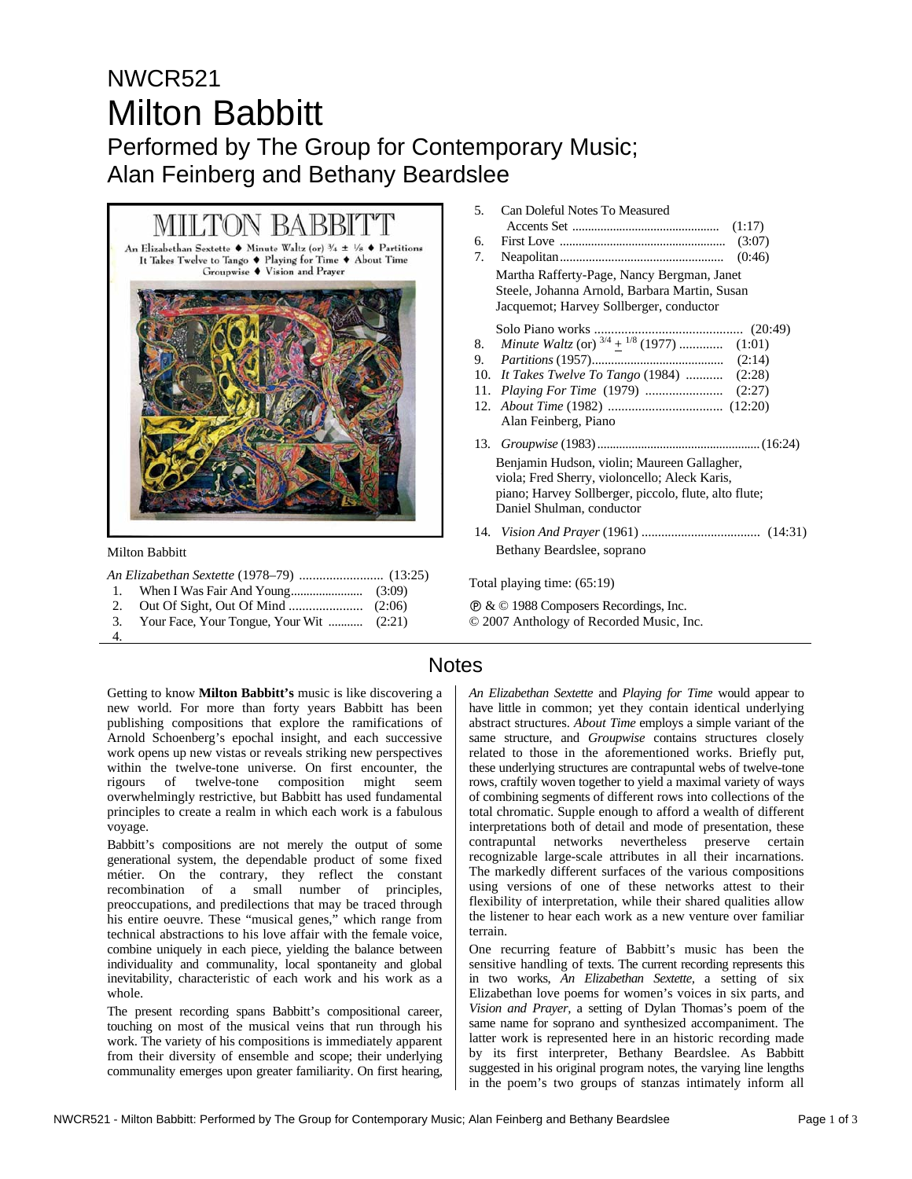# NWCR521

# Milton Babbitt

## Performed by The Group for Contemporary Music; Alan Feinberg and Bethany Beardslee

Milton Babbitt

*An Elizabethan Sextette* (1978–79) ......................... (13:25)

1. When I Was Fair And Young....................... (3:09)
2. Out Of Sight, Out Of Mind ...................... (2:06)
3. Your Face, Your Tongue, Your Wit ........... (2:21)
4. 
5. Can Doleful Notes To Measured Accents Set .............................................. (1:17)
6. First Love .................................................... (3:07)
7. Neapolitan................................................... (0:46)

Martha Rafferty-Page, Nancy Bergman, Janet Steele, Johanna Arnold, Barbara Martin, Susan Jacquemot; Harvey Sollberger, conductor

Solo Piano works ............................................ (20:49)

8. *Minute Waltz* (or) $^{3/4} \pm {}^{1/8}$ (1977) ............. (1:01)
9. *Partitions* (1957)......................................... (2:14)
10. *It Takes Twelve To Tango* (1984) ........... (2:28)
11. *Playing For Time* (1979) ....................... (2:27)
12. *About Time* (1982) ................................. (12:20)

Alan Feinberg, Piano

13. *Groupwise* (1983)...................................................(16:24)

Benjamin Hudson, violin; Maureen Gallagher, viola; Fred Sherry, violoncello; Aleck Karis, piano; Harvey Sollberger, piccolo, flute, alto flute; Daniel Shulman, conductor

14. *Vision And Prayer* (1961) .................................... (14:31)

Bethany Beardslee, soprano

Total playing time: (65:19)

℗ & © 1988 Composers Recordings, Inc.
© 2007 Anthology of Recorded Music, Inc.

## Notes

Getting to know **Milton Babbitt's** music is like discovering a new world. For more than forty years Babbitt has been publishing compositions that explore the ramifications of Arnold Schoenberg's epochal insight, and each successive work opens up new vistas or reveals striking new perspectives within the twelve-tone universe. On first encounter, the rigours of twelve-tone composition might seem overwhelmingly restrictive, but Babbitt has used fundamental principles to create a realm in which each work is a fabulous voyage.

Babbitt's compositions are not merely the output of some generational system, the dependable product of some fixed métier. On the contrary, they reflect the constant recombination of a small number of principles, preoccupations, and predilections that may be traced through his entire oeuvre. These "musical genes," which range from technical abstractions to his love affair with the female voice, combine uniquely in each piece, yielding the balance between individuality and communality, local spontaneity and global inevitability, characteristic of each work and his work as a whole.

The present recording spans Babbitt's compositional career, touching on most of the musical veins that run through his work. The variety of his compositions is immediately apparent from their diversity of ensemble and scope; their underlying communality emerges upon greater familiarity. On first hearing, *An Elizabethan Sextette* and *Playing for Time* would appear to have little in common; yet they contain identical underlying abstract structures. *About Time* employs a simple variant of the same structure, and *Groupwise* contains structures closely related to those in the aforementioned works. Briefly put, these underlying structures are contrapuntal webs of twelve-tone rows, craftily woven together to yield a maximal variety of ways of combining segments of different rows into collections of the total chromatic. Supple enough to afford a wealth of different interpretations both of detail and mode of presentation, these contrapuntal networks nevertheless preserve certain recognizable large-scale attributes in all their incarnations. The markedly different surfaces of the various compositions using versions of one of these networks attest to their flexibility of interpretation, while their shared qualities allow the listener to hear each work as a new venture over familiar terrain.

One recurring feature of Babbitt's music has been the sensitive handling of texts. The current recording represents this in two works, *An Elizabethan Sextette*, a setting of six Elizabethan love poems for women's voices in six parts, and *Vision and Prayer*, a setting of Dylan Thomas's poem of the same name for soprano and synthesized accompaniment. The latter work is represented here in an historic recording made by its first interpreter, Bethany Beardslee. As Babbitt suggested in his original program notes, the varying line lengths in the poem's two groups of stanzas intimately inform all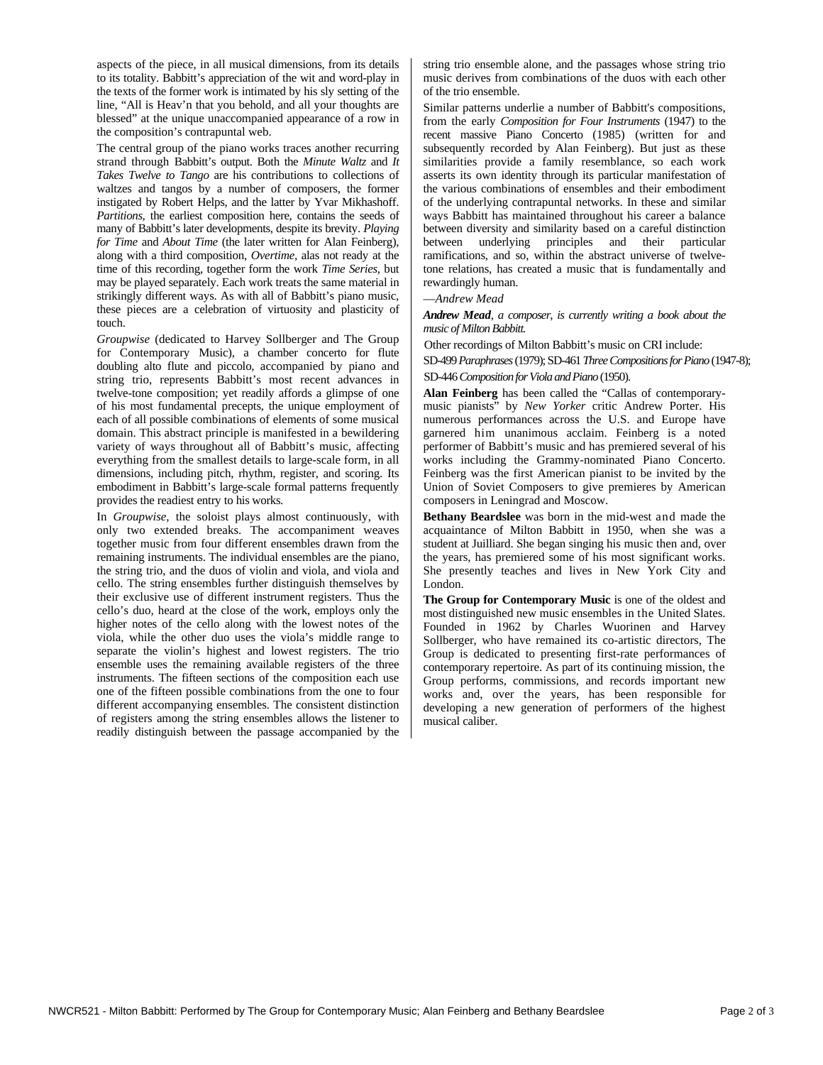aspects of the piece, in all musical dimensions, from its details to its totality. Babbitt's appreciation of the wit and word-play in the texts of the former work is intimated by his sly setting of the line, "All is Heav'n that you behold, and all your thoughts are blessed" at the unique unaccompanied appearance of a row in the composition's contrapuntal web.

The central group of the piano works traces another recurring strand through Babbitt's output. Both the *Minute Waltz* and *It Takes Twelve to Tango* are his contributions to collections of waltzes and tangos by a number of composers, the former instigated by Robert Helps, and the latter by Yvar Mikhashoff. *Partitions*, the earliest composition here, contains the seeds of many of Babbitt's later developments, despite its brevity. *Playing for Time* and *About Time* (the later written for Alan Feinberg), along with a third composition, *Overtime*, alas not ready at the time of this recording, together form the work *Time Series*, but may be played separately. Each work treats the same material in strikingly different ways. As with all of Babbitt's piano music, these pieces are a celebration of virtuosity and plasticity of touch.

*Groupwise* (dedicated to Harvey Sollberger and The Group for Contemporary Music), a chamber concerto for flute doubling alto flute and piccolo, accompanied by piano and string trio, represents Babbitt's most recent advances in twelve-tone composition; yet readily affords a glimpse of one of his most fundamental precepts, the unique employment of each of all possible combinations of elements of some musical domain. This abstract principle is manifested in a bewildering variety of ways throughout all of Babbitt's music, affecting everything from the smallest details to large-scale form, in all dimensions, including pitch, rhythm, register, and scoring. Its embodiment in Babbitt's large-scale formal patterns frequently provides the readiest entry to his works.

In *Groupwise*, the soloist plays almost continuously, with only two extended breaks. The accompaniment weaves together music from four different ensembles drawn from the remaining instruments. The individual ensembles are the piano, the string trio, and the duos of violin and viola, and viola and cello. The string ensembles further distinguish themselves by their exclusive use of different instrument registers. Thus the cello's duo, heard at the close of the work, employs only the higher notes of the cello along with the lowest notes of the viola, while the other duo uses the viola's middle range to separate the violin's highest and lowest registers. The trio ensemble uses the remaining available registers of the three instruments. The fifteen sections of the composition each use one of the fifteen possible combinations from the one to four different accompanying ensembles. The consistent distinction of registers among the string ensembles allows the listener to readily distinguish between the passage accompanied by the string trio ensemble alone, and the passages whose string trio music derives from combinations of the duos with each other of the trio ensemble.

Similar patterns underlie a number of Babbitt's compositions, from the early *Composition for Four Instruments* (1947) to the recent massive Piano Concerto (1985) (written for and subsequently recorded by Alan Feinberg). But just as these similarities provide a family resemblance, so each work asserts its own identity through its particular manifestation of the various combinations of ensembles and their embodiment of the underlying contrapuntal networks. In these and similar ways Babbitt has maintained throughout his career a balance between diversity and similarity based on a careful distinction between underlying principles and their particular ramifications, and so, within the abstract universe of twelve-tone relations, has created a music that is fundamentally and rewardingly human.

—*Andrew Mead*

***Andrew Mead**, a composer, is currently writing a book about the music of Milton Babbitt.*

Other recordings of Milton Babbitt's music on CRI include:

SD-499 *Paraphrases* (1979); SD-461 *Three Compositions for Piano* (1947-8); SD-446 *Composition for Viola and Piano* (1950).

**Alan Feinberg** has been called the "Callas of contemporary-music pianists" by *New Yorker* critic Andrew Porter. His numerous performances across the U.S. and Europe have garnered him unanimous acclaim. Feinberg is a noted performer of Babbitt's music and has premiered several of his works including the Grammy-nominated Piano Concerto. Feinberg was the first American pianist to be invited by the Union of Soviet Composers to give premieres by American composers in Leningrad and Moscow.

**Bethany Beardslee** was born in the mid-west and made the acquaintance of Milton Babbitt in 1950, when she was a student at Juilliard. She began singing his music then and, over the years, has premiered some of his most significant works. She presently teaches and lives in New York City and London.

**The Group for Contemporary Music** is one of the oldest and most distinguished new music ensembles in the United Slates. Founded in 1962 by Charles Wuorinen and Harvey Sollberger, who have remained its co-artistic directors, The Group is dedicated to presenting first-rate performances of contemporary repertoire. As part of its continuing mission, the Group performs, commissions, and records important new works and, over the years, has been responsible for developing a new generation of performers of the highest musical caliber.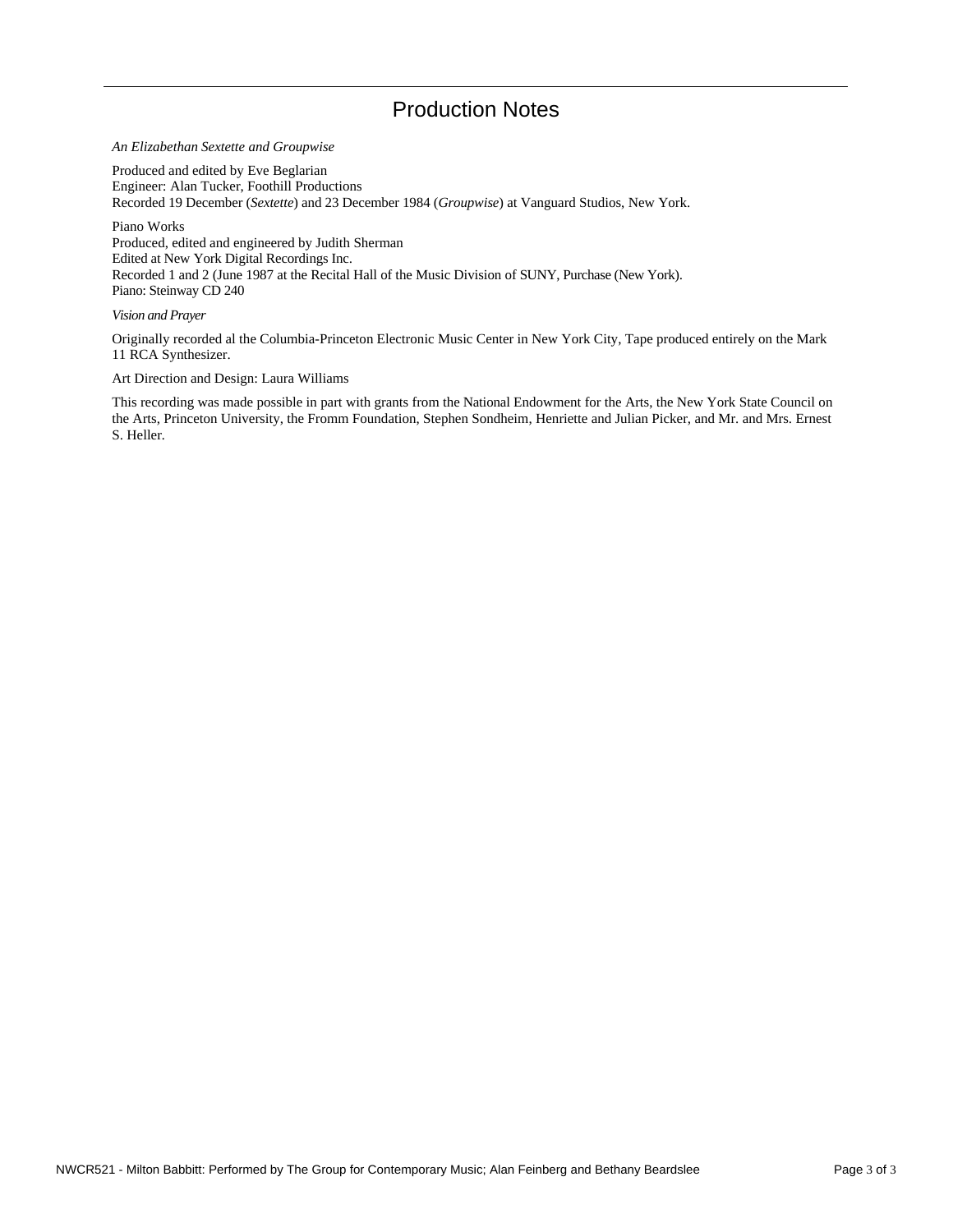# Production Notes

*An Elizabethan Sextette and Groupwise*

Produced and edited by Eve Beglarian
Engineer: Alan Tucker, Foothill Productions
Recorded 19 December (*Sextette*) and 23 December 1984 (*Groupwise*) at Vanguard Studios, New York.

Piano Works
Produced, edited and engineered by Judith Sherman
Edited at New York Digital Recordings Inc.
Recorded 1 and 2 (June 1987 at the Recital Hall of the Music Division of SUNY, Purchase (New York).
Piano: Steinway CD 240

*Vision and Prayer*

Originally recorded al the Columbia-Princeton Electronic Music Center in New York City, Tape produced entirely on the Mark 11 RCA Synthesizer.

Art Direction and Design: Laura Williams

This recording was made possible in part with grants from the National Endowment for the Arts, the New York State Council on the Arts, Princeton University, the Fromm Foundation, Stephen Sondheim, Henriette and Julian Picker, and Mr. and Mrs. Ernest S. Heller.